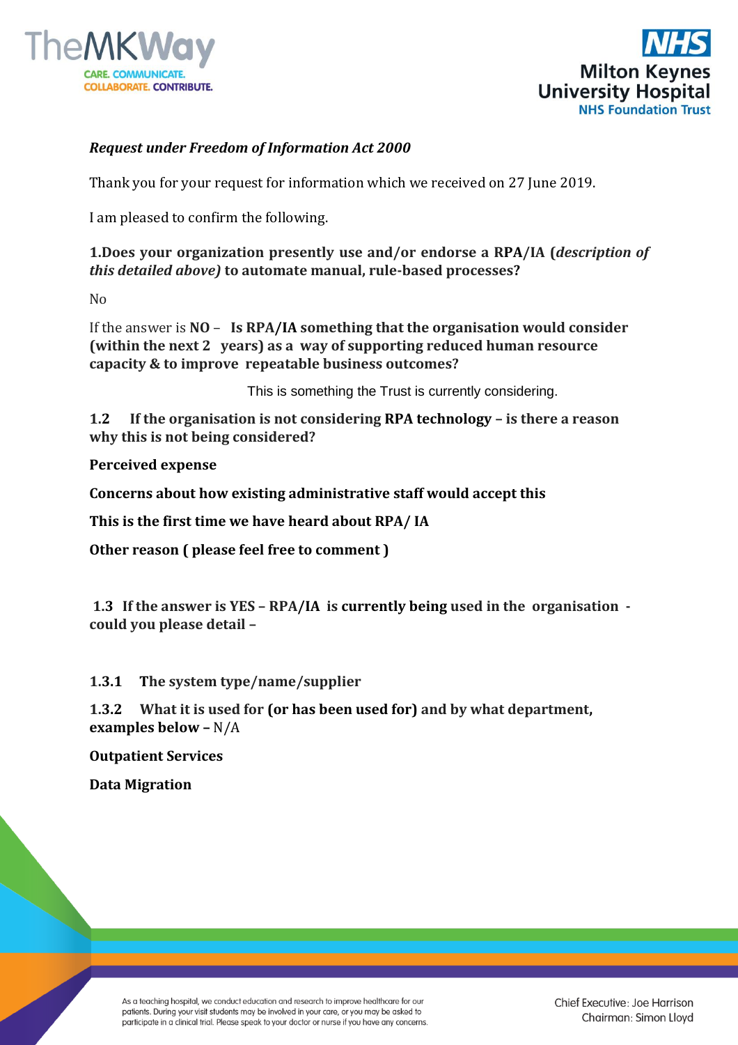***Request under Freedom of Information Act 2000***

Thank you for your request for information which we received on 27 June 2019.

I am pleased to confirm the following.

**1.Does your organization presently use and/or endorse a RPA/IA (*description of this detailed above)* to automate manual, rule-based processes?**

No

If the answer is **NO** – **Is RPA/IA something that the organisation would consider (within the next 2 years) as a way of supporting reduced human resource capacity & to improve repeatable business outcomes?**

This is something the Trust is currently considering.

**1.2 If the organisation is not considering RPA technology – is there a reason why this is not being considered?**

**Perceived expense**

**Concerns about how existing administrative staff would accept this**

**This is the first time we have heard about RPA/ IA**

**Other reason ( please feel free to comment )**

**1.3 If the answer is YES – RPA/IA is currently being used in the organisation - could you please detail –**

**1.3.1 The system type/name/supplier**

**1.3.2 What it is used for (or has been used for) and by what department, examples below –** N/A

**Outpatient Services**

**Data Migration**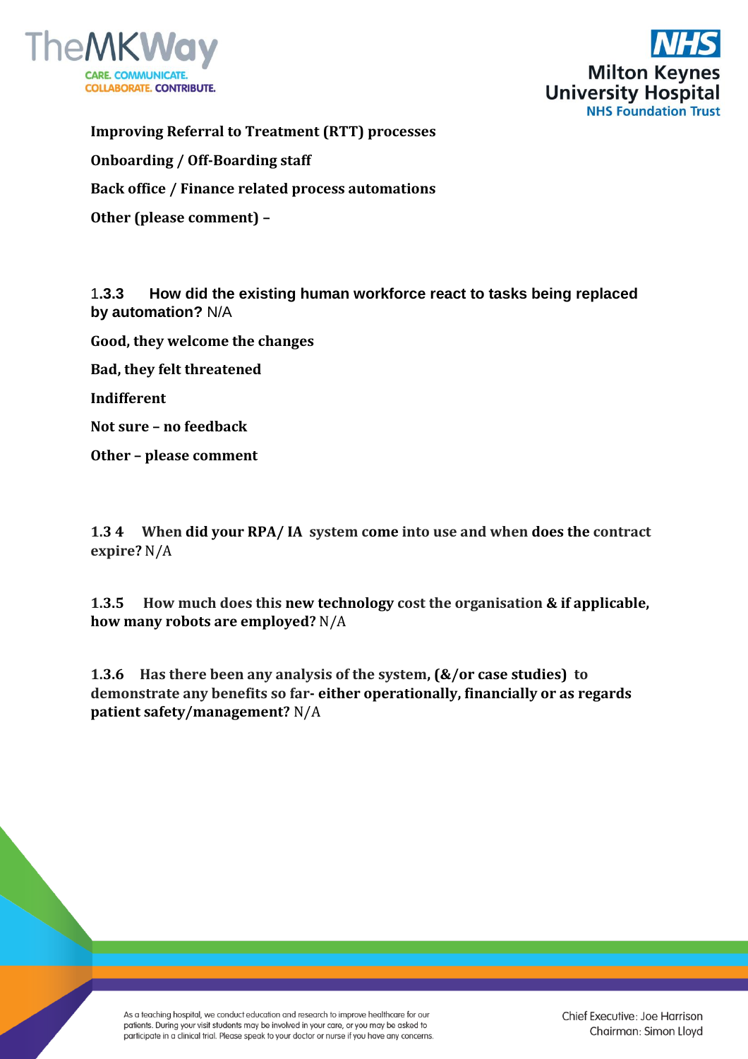**Improving Referral to Treatment (RTT) processes**

**Onboarding / Off-Boarding staff**

**Back office / Finance related process automations**

**Other (please comment) –**

1.**3.3 How did the existing human workforce react to tasks being replaced by automation?** N/A

**Good, they welcome the changes**

**Bad, they felt threatened**

**Indifferent**

**Not sure – no feedback**

**Other – please comment**

**1.3 4 When did your RPA/ IA system come into use and when does the contract expire?** N/A

**1.3.5 How much does this new technology cost the organisation & if applicable, how many robots are employed?** N/A

**1.3.6 Has there been any analysis of the system, (&/or case studies) to demonstrate any benefits so far- either operationally, financially or as regards patient safety/management?** N/A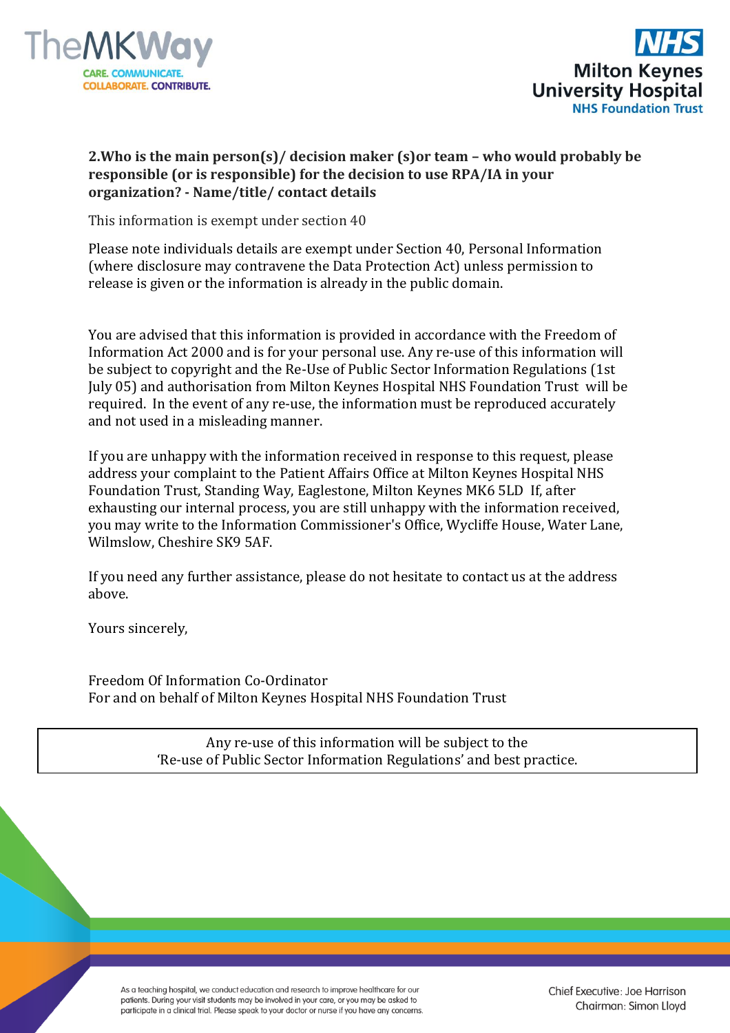**2.Who is the main person(s)/ decision maker (s)or team – who would probably be responsible (or is responsible) for the decision to use RPA/IA in your organization? - Name/title/ contact details**

This information is exempt under section 40

Please note individuals details are exempt under Section 40, Personal Information (where disclosure may contravene the Data Protection Act) unless permission to release is given or the information is already in the public domain.

You are advised that this information is provided in accordance with the Freedom of Information Act 2000 and is for your personal use. Any re-use of this information will be subject to copyright and the Re-Use of Public Sector Information Regulations (1st July 05) and authorisation from Milton Keynes Hospital NHS Foundation Trust will be required. In the event of any re-use, the information must be reproduced accurately and not used in a misleading manner.

If you are unhappy with the information received in response to this request, please address your complaint to the Patient Affairs Office at Milton Keynes Hospital NHS Foundation Trust, Standing Way, Eaglestone, Milton Keynes MK6 5LD If, after exhausting our internal process, you are still unhappy with the information received, you may write to the Information Commissioner's Office, Wycliffe House, Water Lane, Wilmslow, Cheshire SK9 5AF.

If you need any further assistance, please do not hesitate to contact us at the address above.

Yours sincerely,

Freedom Of Information Co-Ordinator
For and on behalf of Milton Keynes Hospital NHS Foundation Trust

Any re-use of this information will be subject to the 'Re-use of Public Sector Information Regulations' and best practice.